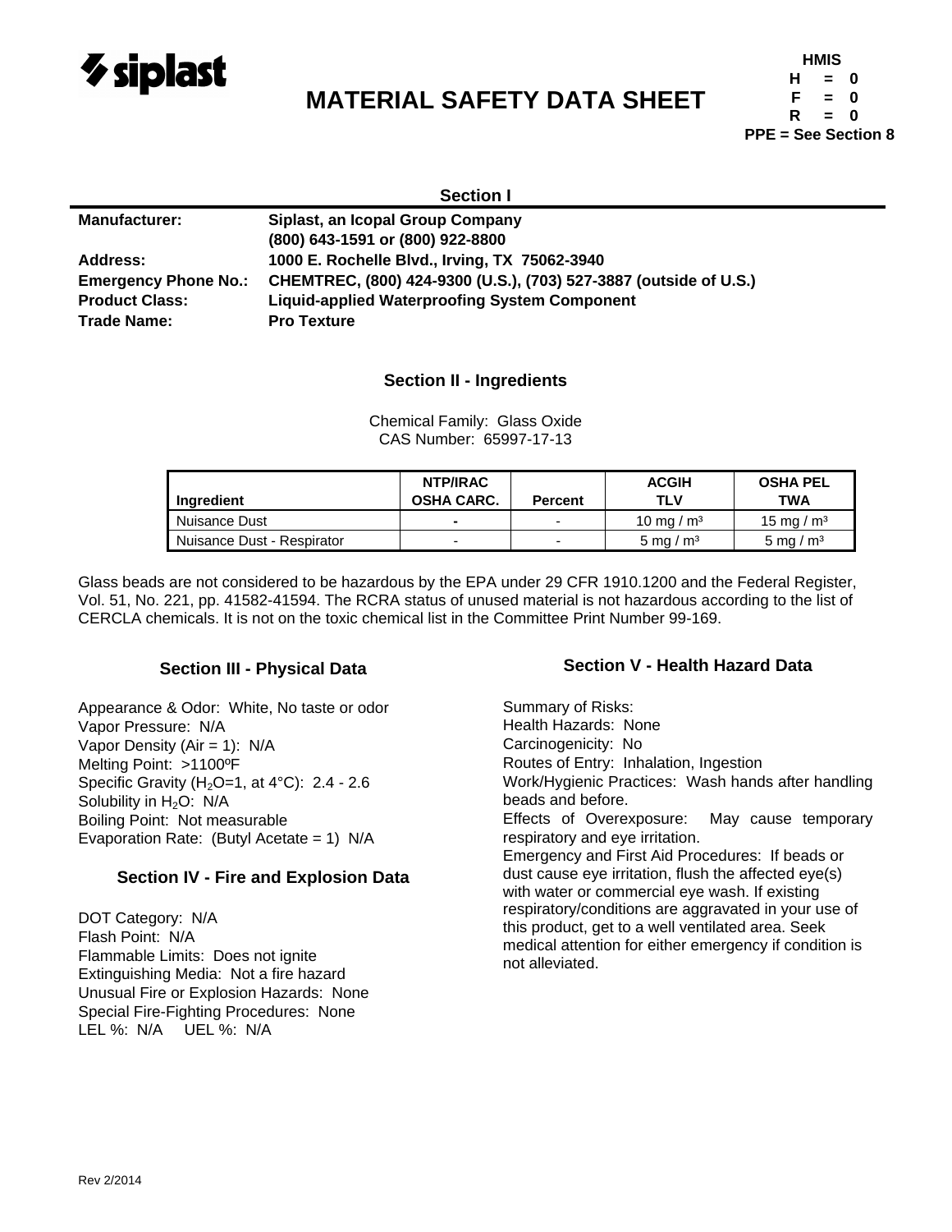siplast

# MATERIAL SAFETY DATA SHEET

**HMIS**
**H = 0**
**F = 0**
**R = 0**
**PPE = See Section 8**

## Section I

| | |
|---|---|
| **Manufacturer:** | **Siplast, an Icopal Group Company** |
| | **(800) 643-1591 or (800) 922-8800** |
| **Address:** | **1000 E. Rochelle Blvd., Irving, TX 75062-3940** |
| **Emergency Phone No.:** | **CHEMTREC, (800) 424-9300 (U.S.), (703) 527-3887 (outside of U.S.)** |
| **Product Class:** | **Liquid-applied Waterproofing System Component** |
| **Trade Name:** | **Pro Texture** |

## Section II - Ingredients

Chemical Family: Glass Oxide
CAS Number: 65997-17-13

| Ingredient | NTP/IRAC OSHA CARC. | Percent | ACGIH TLV | OSHA PEL TWA |
|---|---|---|---|---|
| Nuisance Dust | - | - | 10 mg / m³ | 15 mg / m³ |
| Nuisance Dust - Respirator | - | - | 5 mg / m³ | 5 mg / m³ |

Glass beads are not considered to be hazardous by the EPA under 29 CFR 1910.1200 and the Federal Register, Vol. 51, No. 221, pp. 41582-41594. The RCRA status of unused material is not hazardous according to the list of CERCLA chemicals. It is not on the toxic chemical list in the Committee Print Number 99-169.

## Section III - Physical Data

Appearance & Odor: White, No taste or odor
Vapor Pressure: N/A
Vapor Density (Air = 1): N/A
Melting Point: >1100ºF
Specific Gravity ($H_2O$=1, at 4°C): 2.4 - 2.6
Solubility in $H_2O$: N/A
Boiling Point: Not measurable
Evaporation Rate: (Butyl Acetate = 1) N/A

## Section IV - Fire and Explosion Data

DOT Category: N/A
Flash Point: N/A
Flammable Limits: Does not ignite
Extinguishing Media: Not a fire hazard
Unusual Fire or Explosion Hazards: None
Special Fire-Fighting Procedures: None
LEL %: N/A UEL %: N/A

## Section V - Health Hazard Data

Summary of Risks:
Health Hazards: None
Carcinogenicity: No
Routes of Entry: Inhalation, Ingestion
Work/Hygienic Practices: Wash hands after handling beads and before.
Effects of Overexposure: May cause temporary respiratory and eye irritation.
Emergency and First Aid Procedures: If beads or dust cause eye irritation, flush the affected eye(s) with water or commercial eye wash. If existing respiratory/conditions are aggravated in your use of this product, get to a well ventilated area. Seek medical attention for either emergency if condition is not alleviated.

Rev 2/2014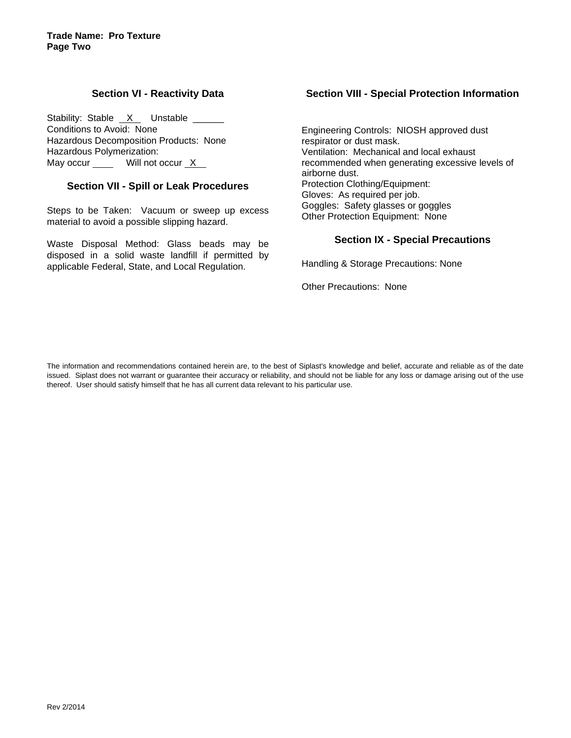## Section VI - Reactivity Data

Stability: Stable X Unstable ______
Conditions to Avoid: None
Hazardous Decomposition Products: None
Hazardous Polymerization:
May occur ____ Will not occur X

## Section VII - Spill or Leak Procedures

Steps to be Taken: Vacuum or sweep up excess material to avoid a possible slipping hazard.

Waste Disposal Method: Glass beads may be disposed in a solid waste landfill if permitted by applicable Federal, State, and Local Regulation.

## Section VIII - Special Protection Information

Engineering Controls: NIOSH approved dust respirator or dust mask.
Ventilation: Mechanical and local exhaust recommended when generating excessive levels of airborne dust.
Protection Clothing/Equipment:
Gloves: As required per job.
Goggles: Safety glasses or goggles
Other Protection Equipment: None

## Section IX - Special Precautions

Handling & Storage Precautions: None

Other Precautions: None

The information and recommendations contained herein are, to the best of Siplast's knowledge and belief, accurate and reliable as of the date issued. Siplast does not warrant or guarantee their accuracy or reliability, and should not be liable for any loss or damage arising out of the use thereof. User should satisfy himself that he has all current data relevant to his particular use.